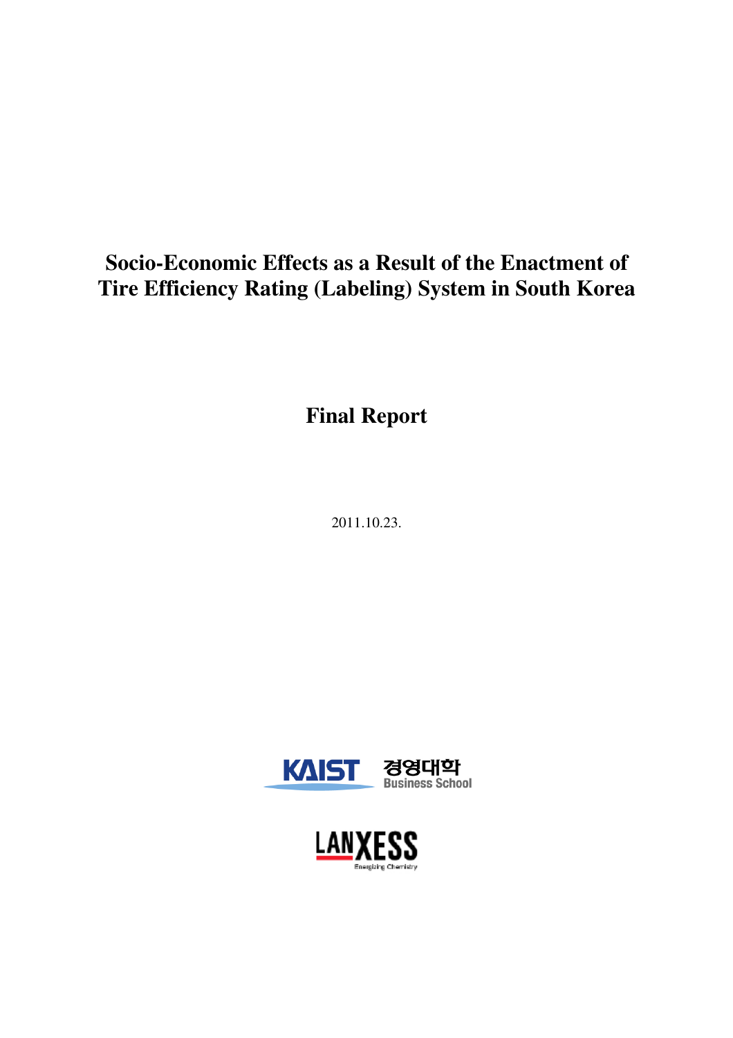# Socio-Economic Effects as a Result of the Enactment of Tire Efficiency Rating (Labeling) System in South Korea

## Final Report

2011.10.23.

KAIST 경영대학 Business School

LANXESS Energizing Chemistry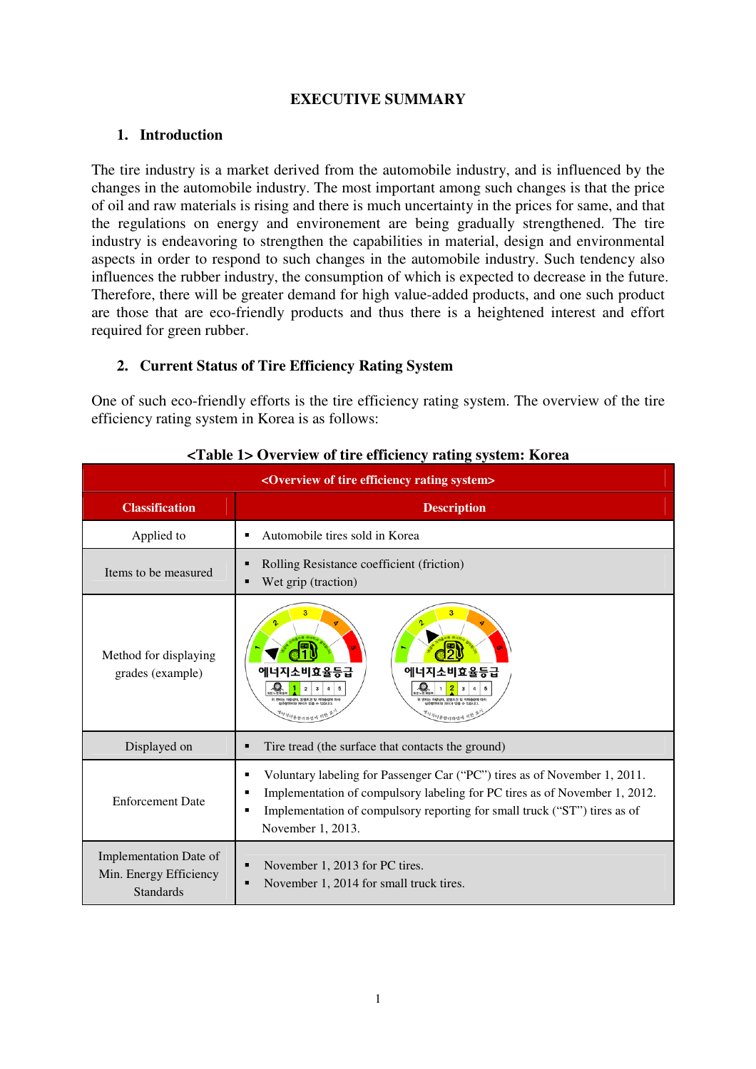# EXECUTIVE SUMMARY

## 1. Introduction

The tire industry is a market derived from the automobile industry, and is influenced by the changes in the automobile industry. The most important among such changes is that the price of oil and raw materials is rising and there is much uncertainty in the prices for same, and that the regulations on energy and environement are being gradually strengthened. The tire industry is endeavoring to strengthen the capabilities in material, design and environmental aspects in order to respond to such changes in the automobile industry. Such tendency also influences the rubber industry, the consumption of which is expected to decrease in the future. Therefore, there will be greater demand for high value-added products, and one such product are those that are eco-friendly products and thus there is a heightened interest and effort required for green rubber.

## 2. Current Status of Tire Efficiency Rating System

One of such eco-friendly efforts is the tire efficiency rating system. The overview of the tire efficiency rating system in Korea is as follows:

**<Table 1> Overview of tire efficiency rating system: Korea**

| <Overview of tire efficiency rating system> | |
|---|---|
| **Classification** | **Description** |
| Applied to | ▪ Automobile tires sold in Korea |
| Items to be measured | ▪ Rolling Resistance coefficient (friction)<br>▪ Wet grip (traction) |
| Method for displaying grades (example) | 에너지소비효율등급 (grade 1), 에너지소비효율등급 (grade 2) |
| Displayed on | ▪ Tire tread (the surface that contacts the ground) |
| Enforcement Date | ▪ Voluntary labeling for Passenger Car ("PC") tires as of November 1, 2011.<br>▪ Implementation of compulsory labeling for PC tires as of November 1, 2012.<br>▪ Implementation of compulsory reporting for small truck ("ST") tires as of November 1, 2013. |
| Implementation Date of Min. Energy Efficiency Standards | ▪ November 1, 2013 for PC tires.<br>▪ November 1, 2014 for small truck tires. |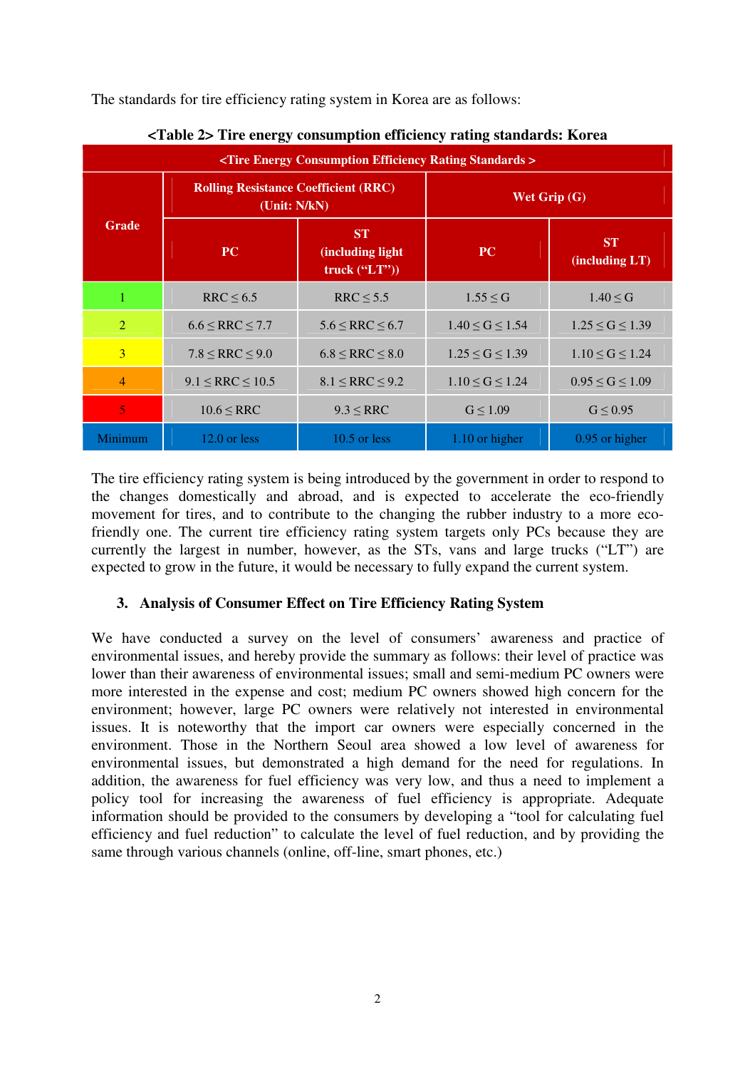The standards for tire efficiency rating system in Korea are as follows:

**<Table 2> Tire energy consumption efficiency rating standards: Korea**

| <Tire Energy Consumption Efficiency Rating Standards > | | | | |
|---|---|---|---|---|
| Grade | Rolling Resistance Coefficient (RRC) (Unit: N/kN) | | Wet Grip (G) | |
| | PC | ST (including light truck (“LT”)) | PC | ST (including LT) |
| 1 | RRC ≤ 6.5 | RRC ≤ 5.5 | 1.55 ≤ G | 1.40 ≤ G |
| 2 | 6.6 ≤ RRC ≤ 7.7 | 5.6 ≤ RRC ≤ 6.7 | 1.40 ≤ G ≤ 1.54 | 1.25 ≤ G ≤ 1.39 |
| 3 | 7.8 ≤ RRC ≤ 9.0 | 6.8 ≤ RRC ≤ 8.0 | 1.25 ≤ G ≤ 1.39 | 1.10 ≤ G ≤ 1.24 |
| 4 | 9.1 ≤ RRC ≤ 10.5 | 8.1 ≤ RRC ≤ 9.2 | 1.10 ≤ G ≤ 1.24 | 0.95 ≤ G ≤ 1.09 |
| 5 | 10.6 ≤ RRC | 9.3 ≤ RRC | G ≤ 1.09 | G ≤ 0.95 |
| Minimum | 12.0 or less | 10.5 or less | 1.10 or higher | 0.95 or higher |

The tire efficiency rating system is being introduced by the government in order to respond to the changes domestically and abroad, and is expected to accelerate the eco-friendly movement for tires, and to contribute to the changing the rubber industry to a more eco-friendly one. The current tire efficiency rating system targets only PCs because they are currently the largest in number, however, as the STs, vans and large trucks (“LT”) are expected to grow in the future, it would be necessary to fully expand the current system.

### 3. Analysis of Consumer Effect on Tire Efficiency Rating System

We have conducted a survey on the level of consumers' awareness and practice of environmental issues, and hereby provide the summary as follows: their level of practice was lower than their awareness of environmental issues; small and semi-medium PC owners were more interested in the expense and cost; medium PC owners showed high concern for the environment; however, large PC owners were relatively not interested in environmental issues. It is noteworthy that the import car owners were especially concerned in the environment. Those in the Northern Seoul area showed a low level of awareness for environmental issues, but demonstrated a high demand for the need for regulations. In addition, the awareness for fuel efficiency was very low, and thus a need to implement a policy tool for increasing the awareness of fuel efficiency is appropriate. Adequate information should be provided to the consumers by developing a “tool for calculating fuel efficiency and fuel reduction” to calculate the level of fuel reduction, and by providing the same through various channels (online, off-line, smart phones, etc.)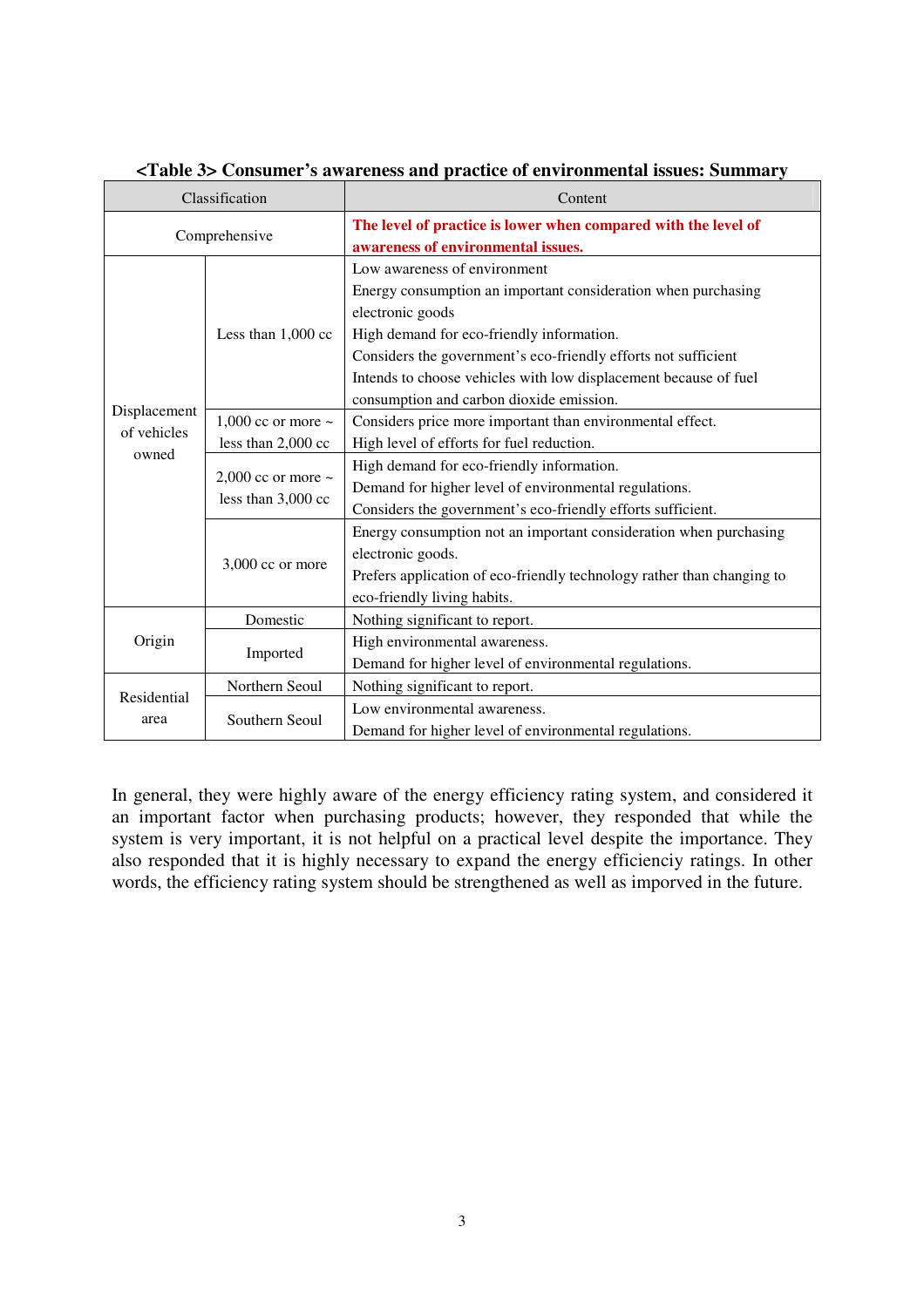<Table 3> **Consumer's awareness and practice of environmental issues: Summary**

| Classification | | Content |
|---|---|---|
| Comprehensive | | **The level of practice is lower when compared with the level of awareness of environmental issues.** |
| Displacement of vehicles owned | Less than 1,000 cc | Low awareness of environment<br>Energy consumption an important consideration when purchasing electronic goods<br>High demand for eco-friendly information.<br>Considers the government's eco-friendly efforts not sufficient<br>Intends to choose vehicles with low displacement because of fuel consumption and carbon dioxide emission. |
| | 1,000 cc or more ~ less than 2,000 cc | Considers price more important than environmental effect.<br>High level of efforts for fuel reduction. |
| | 2,000 cc or more ~ less than 3,000 cc | High demand for eco-friendly information.<br>Demand for higher level of environmental regulations.<br>Considers the government's eco-friendly efforts sufficient. |
| | 3,000 cc or more | Energy consumption not an important consideration when purchasing electronic goods.<br>Prefers application of eco-friendly technology rather than changing to eco-friendly living habits. |
| Origin | Domestic | Nothing significant to report. |
| | Imported | High environmental awareness.<br>Demand for higher level of environmental regulations. |
| Residential area | Northern Seoul | Nothing significant to report. |
| | Southern Seoul | Low environmental awareness.<br>Demand for higher level of environmental regulations. |

In general, they were highly aware of the energy efficiency rating system, and considered it an important factor when purchasing products; however, they responded that while the system is very important, it is not helpful on a practical level despite the importance. They also responded that it is highly necessary to expand the energy efficienciy ratings. In other words, the efficiency rating system should be strengthened as well as imporved in the future.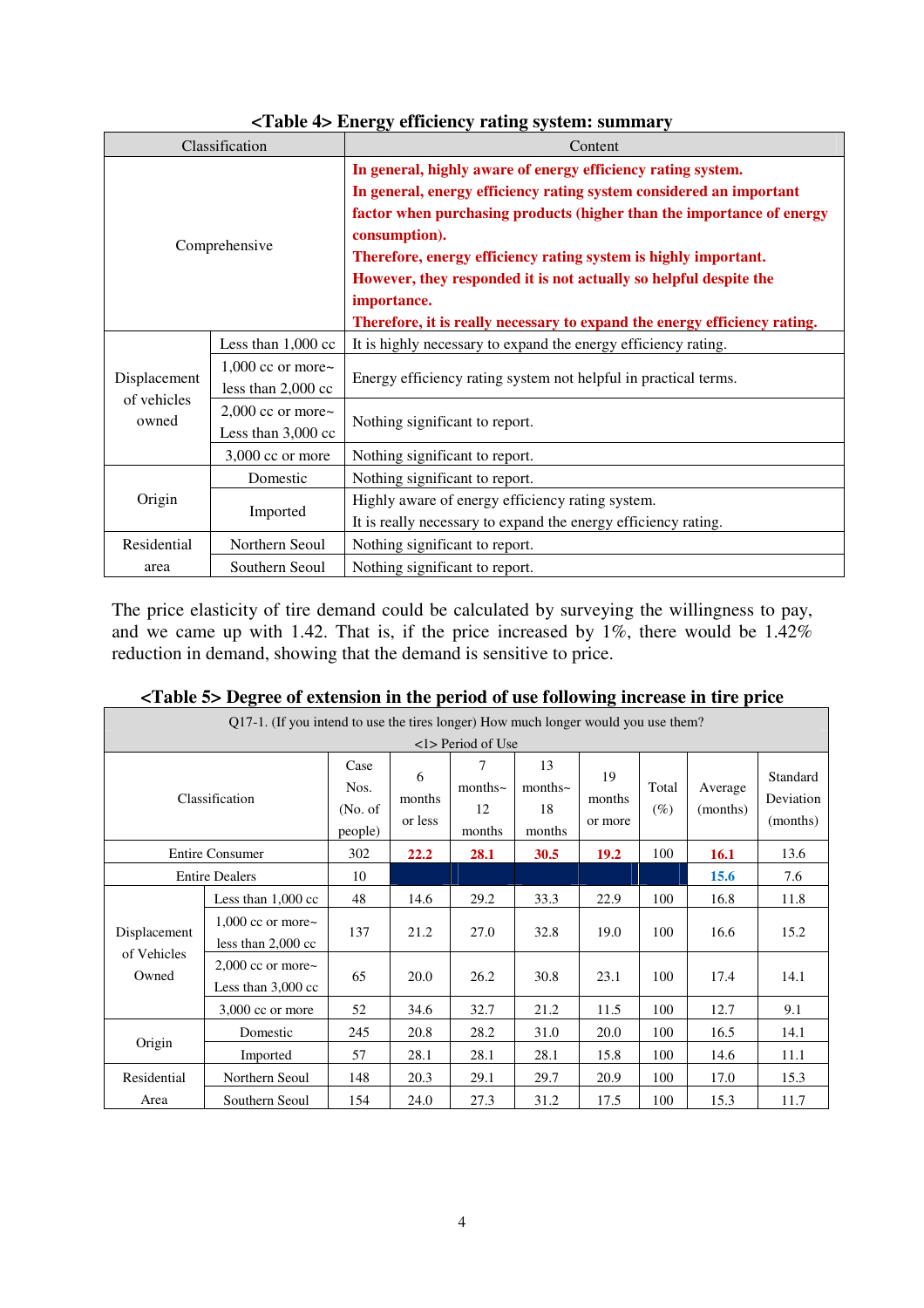**<Table 4> Energy efficiency rating system: summary**

| Classification | | Content |
|---|---|---|
| Comprehensive | | **In general, highly aware of energy efficiency rating system. In general, energy efficiency rating system considered an important factor when purchasing products (higher than the importance of energy consumption). Therefore, energy efficiency rating system is highly important. However, they responded it is not actually so helpful despite the importance. Therefore, it is really necessary to expand the energy efficiency rating.** |
| Displacement of vehicles owned | Less than 1,000 cc | It is highly necessary to expand the energy efficiency rating. |
| | 1,000 cc or more~ less than 2,000 cc | Energy efficiency rating system not helpful in practical terms. |
| | 2,000 cc or more~ Less than 3,000 cc | Nothing significant to report. |
| | 3,000 cc or more | Nothing significant to report. |
| Origin | Domestic | Nothing significant to report. |
| | Imported | Highly aware of energy efficiency rating system. It is really necessary to expand the energy efficiency rating. |
| Residential area | Northern Seoul | Nothing significant to report. |
| | Southern Seoul | Nothing significant to report. |

The price elasticity of tire demand could be calculated by surveying the willingness to pay, and we came up with 1.42. That is, if the price increased by 1%, there would be 1.42% reduction in demand, showing that the demand is sensitive to price.

**<Table 5> Degree of extension in the period of use following increase in tire price**

| Q17-1. (If you intend to use the tires longer) How much longer would you use them? <1> Period of Use | | | | | | | | | |
|---|---|---|---|---|---|---|---|---|---|
| Classification | | Case Nos. (No. of people) | 6 months or less | 7 months~ 12 months | 13 months~ 18 months | 19 months or more | Total (%) | Average (months) | Standard Deviation (months) |
| Entire Consumer | | 302 | **22.2** | **28.1** | **30.5** | **19.2** | 100 | **16.1** | 13.6 |
| Entire Dealers | | 10 | | | | | | **15.6** | 7.6 |
| Displacement of Vehicles Owned | Less than 1,000 cc | 48 | 14.6 | 29.2 | 33.3 | 22.9 | 100 | 16.8 | 11.8 |
| | 1,000 cc or more~ less than 2,000 cc | 137 | 21.2 | 27.0 | 32.8 | 19.0 | 100 | 16.6 | 15.2 |
| | 2,000 cc or more~ Less than 3,000 cc | 65 | 20.0 | 26.2 | 30.8 | 23.1 | 100 | 17.4 | 14.1 |
| | 3,000 cc or more | 52 | 34.6 | 32.7 | 21.2 | 11.5 | 100 | 12.7 | 9.1 |
| Origin | Domestic | 245 | 20.8 | 28.2 | 31.0 | 20.0 | 100 | 16.5 | 14.1 |
| | Imported | 57 | 28.1 | 28.1 | 28.1 | 15.8 | 100 | 14.6 | 11.1 |
| Residential Area | Northern Seoul | 148 | 20.3 | 29.1 | 29.7 | 20.9 | 100 | 17.0 | 15.3 |
| | Southern Seoul | 154 | 24.0 | 27.3 | 31.2 | 17.5 | 100 | 15.3 | 11.7 |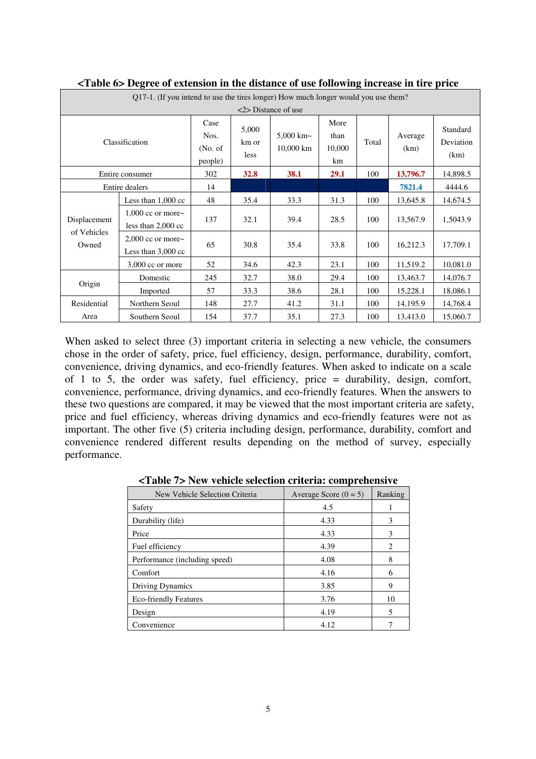**<Table 6> Degree of extension in the distance of use following increase in tire price**

| Q17-1. (If you intend to use the tires longer) How much longer would you use them? <2> Distance of use | | | | | | | | |
|---|---|---|---|---|---|---|---|---|
| Classification | | Case Nos. (No. of people) | 5,000 km or less | 5,000 km~ 10,000 km | More than 10,000 km | Total | Average (km) | Standard Deviation (km) |
| Entire consumer | | 302 | **32.8** | **38.1** | **29.1** | 100 | **13,796.7** | 14,898.5 |
| Entire dealers | | 14 | | | | | **7821.4** | 4444.6 |
| Displacement of Vehicles Owned | Less than 1,000 cc | 48 | 35.4 | 33.3 | 31.3 | 100 | 13,645.8 | 14,674.5 |
| | 1,000 cc or more~ less than 2,000 cc | 137 | 32.1 | 39.4 | 28.5 | 100 | 13,567.9 | 1,5043.9 |
| | 2,000 cc or more~ Less than 3,000 cc | 65 | 30.8 | 35.4 | 33.8 | 100 | 16,212.3 | 17,709.1 |
| | 3,000 cc or more | 52 | 34.6 | 42.3 | 23.1 | 100 | 11,519.2 | 10,081.0 |
| Origin | Domestic | 245 | 32.7 | 38.0 | 29.4 | 100 | 13,463.7 | 14,076.7 |
| | Imported | 57 | 33.3 | 38.6 | 28.1 | 100 | 15,228.1 | 18,086.1 |
| Residential Area | Northern Seoul | 148 | 27.7 | 41.2 | 31.1 | 100 | 14,195.9 | 14,768.4 |
| | Southern Seoul | 154 | 37.7 | 35.1 | 27.3 | 100 | 13,413.0 | 15,060.7 |

When asked to select three (3) important criteria in selecting a new vehicle, the consumers chose in the order of safety, price, fuel efficiency, design, performance, durability, comfort, convenience, driving dynamics, and eco-friendly features. When asked to indicate on a scale of 1 to 5, the order was safety, fuel efficiency, price = durability, design, comfort, convenience, performance, driving dynamics, and eco-friendly features. When the answers to these two questions are compared, it may be viewed that the most important criteria are safety, price and fuel efficiency, whereas driving dynamics and eco-friendly features were not as important. The other five (5) criteria including design, performance, durability, comfort and convenience rendered different results depending on the method of survey, especially performance.

**<Table 7> New vehicle selection criteria: comprehensive**

| New Vehicle Selection Criteria | Average Score (0 = 5) | Ranking |
|---|---|---|
| Safety | 4.5 | 1 |
| Durability (life) | 4.33 | 3 |
| Price | 4.33 | 3 |
| Fuel efficiency | 4.39 | 2 |
| Performance (including speed) | 4.08 | 8 |
| Comfort | 4.16 | 6 |
| Driving Dynamics | 3.85 | 9 |
| Eco-friendly Features | 3.76 | 10 |
| Design | 4.19 | 5 |
| Convenience | 4.12 | 7 |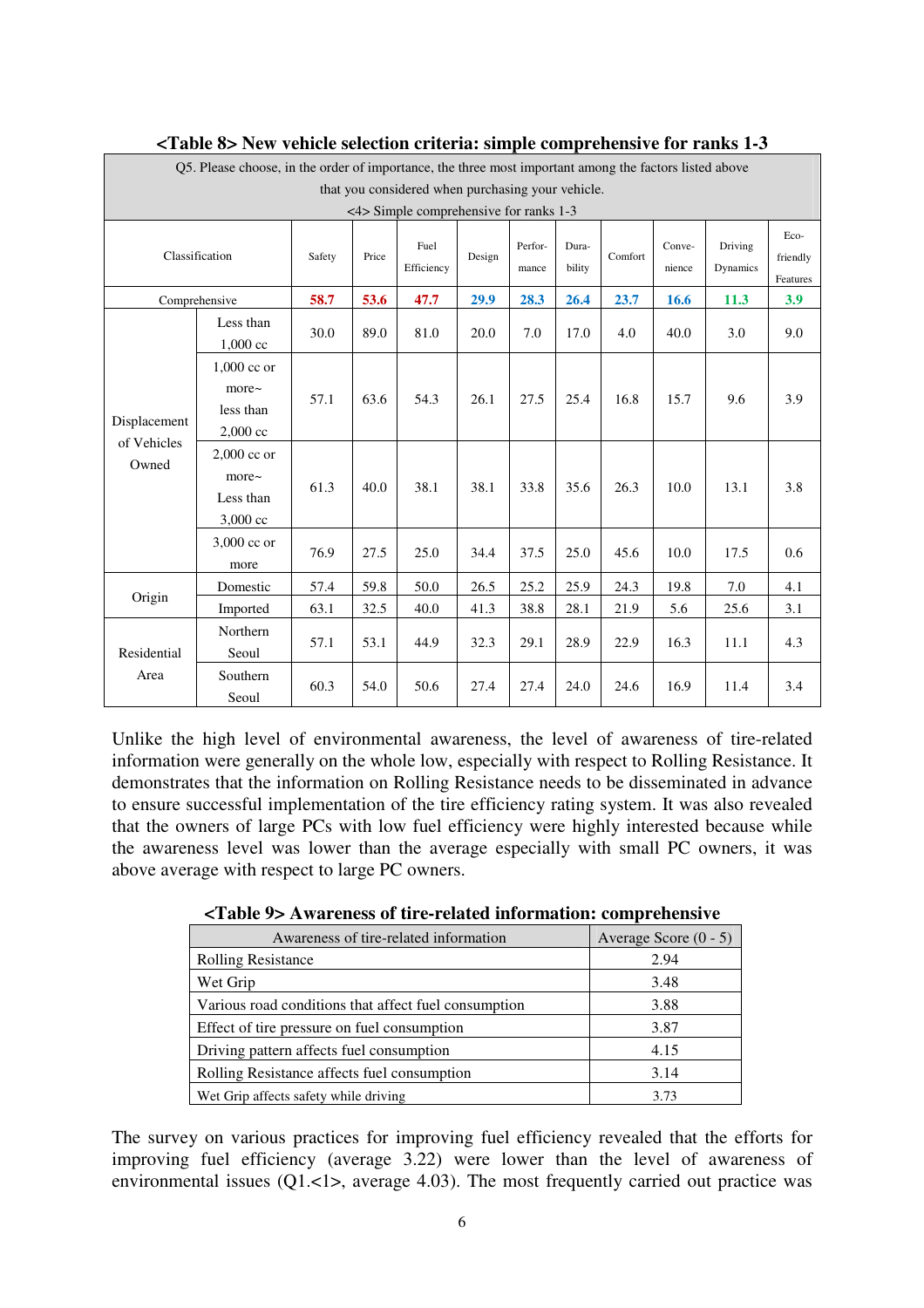**<Table 8> New vehicle selection criteria: simple comprehensive for ranks 1-3**

| Q5. Please choose, in the order of importance, the three most important among the factors listed above that you considered when purchasing your vehicle. <4> Simple comprehensive for ranks 1-3 | | | | | | | | | | | |
|---|---|---|---|---|---|---|---|---|---|---|---|
| Classification | | Safety | Price | Fuel Efficiency | Design | Perfor-mance | Dura-bility | Comfort | Conve-nience | Driving Dynamics | Eco-friendly Features |
| Comprehensive | | **58.7** | **53.6** | **47.7** | **29.9** | **28.3** | **26.4** | **23.7** | **16.6** | **11.3** | **3.9** |
| Displacement of Vehicles Owned | Less than 1,000 cc | 30.0 | 89.0 | 81.0 | 20.0 | 7.0 | 17.0 | 4.0 | 40.0 | 3.0 | 9.0 |
| | 1,000 cc or more~ less than 2,000 cc | 57.1 | 63.6 | 54.3 | 26.1 | 27.5 | 25.4 | 16.8 | 15.7 | 9.6 | 3.9 |
| | 2,000 cc or more~ Less than 3,000 cc | 61.3 | 40.0 | 38.1 | 38.1 | 33.8 | 35.6 | 26.3 | 10.0 | 13.1 | 3.8 |
| | 3,000 cc or more | 76.9 | 27.5 | 25.0 | 34.4 | 37.5 | 25.0 | 45.6 | 10.0 | 17.5 | 0.6 |
| Origin | Domestic | 57.4 | 59.8 | 50.0 | 26.5 | 25.2 | 25.9 | 24.3 | 19.8 | 7.0 | 4.1 |
| | Imported | 63.1 | 32.5 | 40.0 | 41.3 | 38.8 | 28.1 | 21.9 | 5.6 | 25.6 | 3.1 |
| Residential Area | Northern Seoul | 57.1 | 53.1 | 44.9 | 32.3 | 29.1 | 28.9 | 22.9 | 16.3 | 11.1 | 4.3 |
| | Southern Seoul | 60.3 | 54.0 | 50.6 | 27.4 | 27.4 | 24.0 | 24.6 | 16.9 | 11.4 | 3.4 |

Unlike the high level of environmental awareness, the level of awareness of tire-related information were generally on the whole low, especially with respect to Rolling Resistance. It demonstrates that the information on Rolling Resistance needs to be disseminated in advance to ensure successful implementation of the tire efficiency rating system. It was also revealed that the owners of large PCs with low fuel efficiency were highly interested because while the awareness level was lower than the average especially with small PC owners, it was above average with respect to large PC owners.

**<Table 9> Awareness of tire-related information: comprehensive**

| Awareness of tire-related information | Average Score (0 - 5) |
|---|---|
| Rolling Resistance | 2.94 |
| Wet Grip | 3.48 |
| Various road conditions that affect fuel consumption | 3.88 |
| Effect of tire pressure on fuel consumption | 3.87 |
| Driving pattern affects fuel consumption | 4.15 |
| Rolling Resistance affects fuel consumption | 3.14 |
| Wet Grip affects safety while driving | 3.73 |

The survey on various practices for improving fuel efficiency revealed that the efforts for improving fuel efficiency (average 3.22) were lower than the level of awareness of environmental issues (Q1.<1>, average 4.03). The most frequently carried out practice was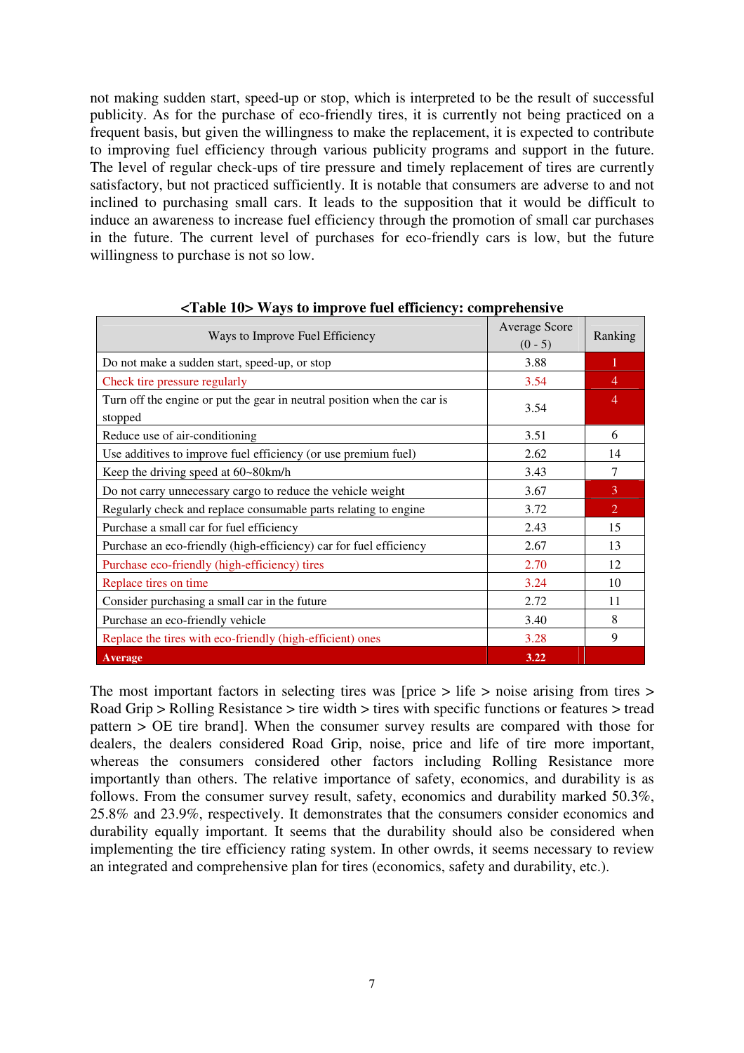not making sudden start, speed-up or stop, which is interpreted to be the result of successful publicity. As for the purchase of eco-friendly tires, it is currently not being practiced on a frequent basis, but given the willingness to make the replacement, it is expected to contribute to improving fuel efficiency through various publicity programs and support in the future. The level of regular check-ups of tire pressure and timely replacement of tires are currently satisfactory, but not practiced sufficiently. It is notable that consumers are adverse to and not inclined to purchasing small cars. It leads to the supposition that it would be difficult to induce an awareness to increase fuel efficiency through the promotion of small car purchases in the future. The current level of purchases for eco-friendly cars is low, but the future willingness to purchase is not so low.

**<Table 10> Ways to improve fuel efficiency: comprehensive**

| Ways to Improve Fuel Efficiency | Average Score (0 - 5) | Ranking |
|---|---|---|
| Do not make a sudden start, speed-up, or stop | 3.88 | 1 |
| Check tire pressure regularly | 3.54 | 4 |
| Turn off the engine or put the gear in neutral position when the car is stopped | 3.54 | 4 |
| Reduce use of air-conditioning | 3.51 | 6 |
| Use additives to improve fuel efficiency (or use premium fuel) | 2.62 | 14 |
| Keep the driving speed at 60~80km/h | 3.43 | 7 |
| Do not carry unnecessary cargo to reduce the vehicle weight | 3.67 | 3 |
| Regularly check and replace consumable parts relating to engine | 3.72 | 2 |
| Purchase a small car for fuel efficiency | 2.43 | 15 |
| Purchase an eco-friendly (high-efficiency) car for fuel efficiency | 2.67 | 13 |
| Purchase eco-friendly (high-efficiency) tires | 2.70 | 12 |
| Replace tires on time | 3.24 | 10 |
| Consider purchasing a small car in the future | 2.72 | 11 |
| Purchase an eco-friendly vehicle | 3.40 | 8 |
| Replace the tires with eco-friendly (high-efficient) ones | 3.28 | 9 |
| **Average** | **3.22** | |

The most important factors in selecting tires was [price > life > noise arising from tires > Road Grip > Rolling Resistance > tire width > tires with specific functions or features > tread pattern > OE tire brand]. When the consumer survey results are compared with those for dealers, the dealers considered Road Grip, noise, price and life of tire more important, whereas the consumers considered other factors including Rolling Resistance more importantly than others. The relative importance of safety, economics, and durability is as follows. From the consumer survey result, safety, economics and durability marked 50.3%, 25.8% and 23.9%, respectively. It demonstrates that the consumers consider economics and durability equally important. It seems that the durability should also be considered when implementing the tire efficiency rating system. In other owrds, it seems necessary to review an integrated and comprehensive plan for tires (economics, safety and durability, etc.).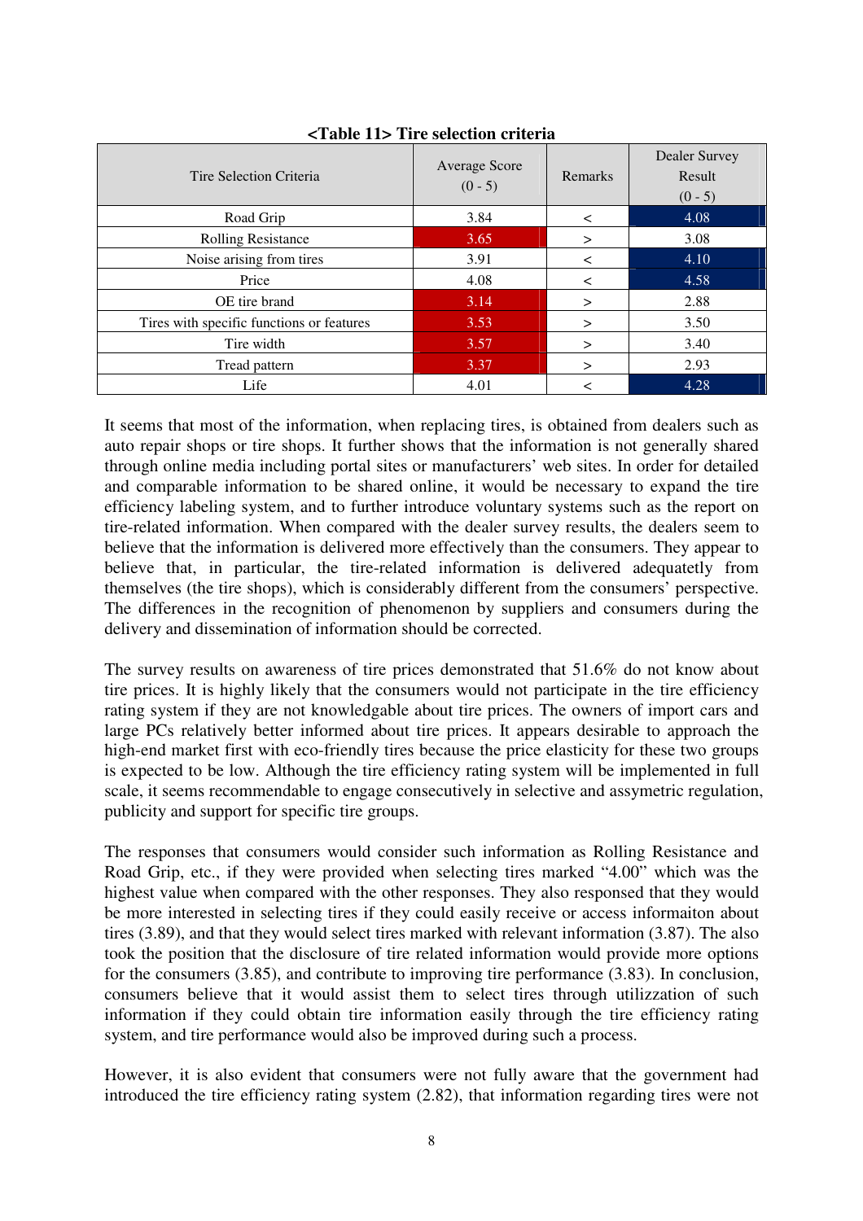**<Table 11> Tire selection criteria**

| Tire Selection Criteria | Average Score (0 - 5) | Remarks | Dealer Survey Result (0 - 5) |
|---|---|---|---|
| Road Grip | 3.84 | < | 4.08 |
| Rolling Resistance | 3.65 | > | 3.08 |
| Noise arising from tires | 3.91 | < | 4.10 |
| Price | 4.08 | < | 4.58 |
| OE tire brand | 3.14 | > | 2.88 |
| Tires with specific functions or features | 3.53 | > | 3.50 |
| Tire width | 3.57 | > | 3.40 |
| Tread pattern | 3.37 | > | 2.93 |
| Life | 4.01 | < | 4.28 |

It seems that most of the information, when replacing tires, is obtained from dealers such as auto repair shops or tire shops. It further shows that the information is not generally shared through online media including portal sites or manufacturers' web sites. In order for detailed and comparable information to be shared online, it would be necessary to expand the tire efficiency labeling system, and to further introduce voluntary systems such as the report on tire-related information. When compared with the dealer survey results, the dealers seem to believe that the information is delivered more effectively than the consumers. They appear to believe that, in particular, the tire-related information is delivered adequatetly from themselves (the tire shops), which is considerably different from the consumers' perspective. The differences in the recognition of phenomenon by suppliers and consumers during the delivery and dissemination of information should be corrected.

The survey results on awareness of tire prices demonstrated that 51.6% do not know about tire prices. It is highly likely that the consumers would not participate in the tire efficiency rating system if they are not knowledgable about tire prices. The owners of import cars and large PCs relatively better informed about tire prices. It appears desirable to approach the high-end market first with eco-friendly tires because the price elasticity for these two groups is expected to be low. Although the tire efficiency rating system will be implemented in full scale, it seems recommendable to engage consecutively in selective and assymetric regulation, publicity and support for specific tire groups.

The responses that consumers would consider such information as Rolling Resistance and Road Grip, etc., if they were provided when selecting tires marked "4.00" which was the highest value when compared with the other responses. They also responsed that they would be more interested in selecting tires if they could easily receive or access informaiton about tires (3.89), and that they would select tires marked with relevant information (3.87). The also took the position that the disclosure of tire related information would provide more options for the consumers (3.85), and contribute to improving tire performance (3.83). In conclusion, consumers believe that it would assist them to select tires through utilizzation of such information if they could obtain tire information easily through the tire efficiency rating system, and tire performance would also be improved during such a process.

However, it is also evident that consumers were not fully aware that the government had introduced the tire efficiency rating system (2.82), that information regarding tires were not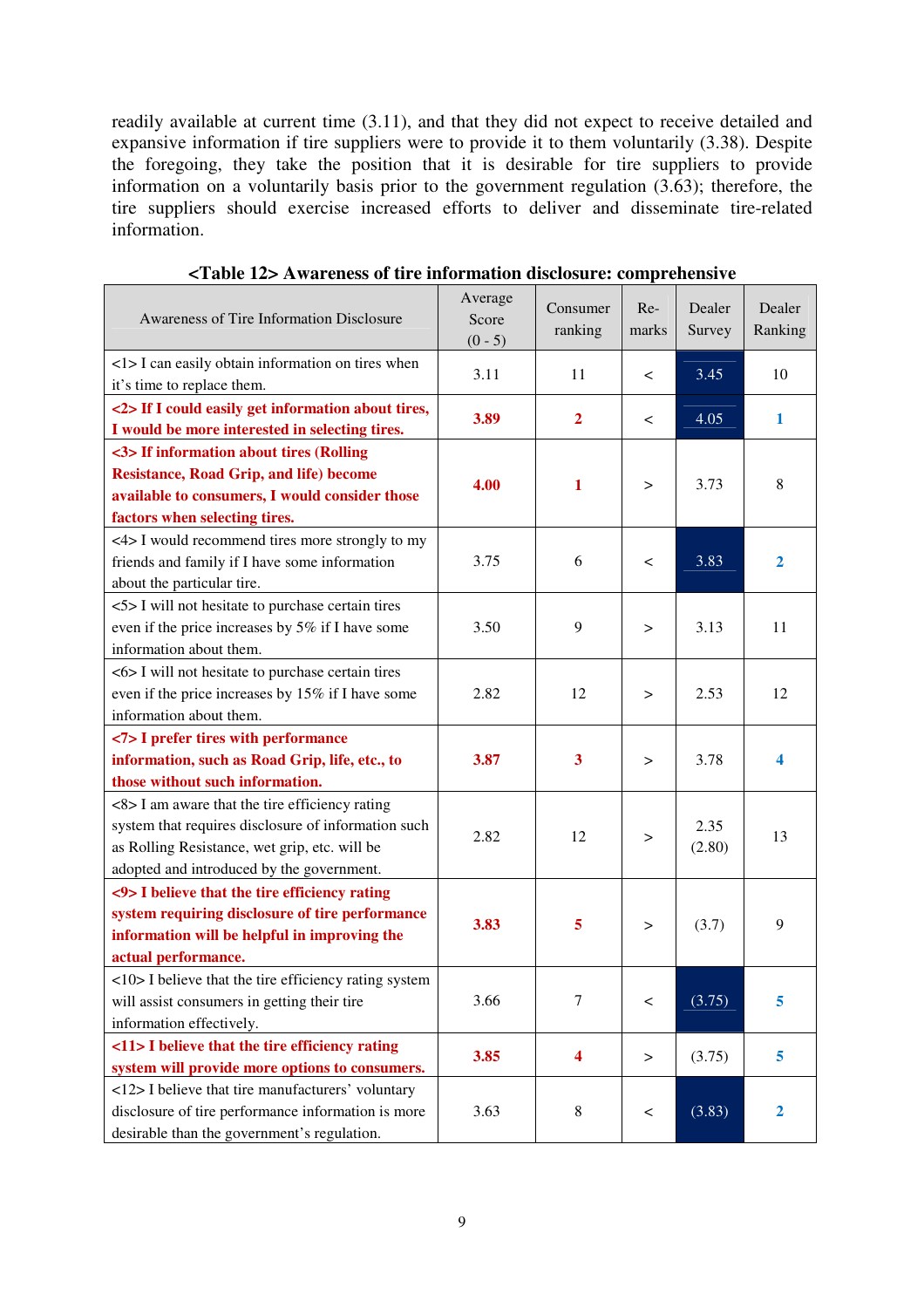readily available at current time (3.11), and that they did not expect to receive detailed and expansive information if tire suppliers were to provide it to them voluntarily (3.38). Despite the foregoing, they take the position that it is desirable for tire suppliers to provide information on a voluntarily basis prior to the government regulation (3.63); therefore, the tire suppliers should exercise increased efforts to deliver and disseminate tire-related information.

**<Table 12> Awareness of tire information disclosure: comprehensive**

| Awareness of Tire Information Disclosure | Average Score (0 - 5) | Consumer ranking | Re-marks | Dealer Survey | Dealer Ranking |
|---|---|---|---|---|---|
| <1> I can easily obtain information on tires when it's time to replace them. | 3.11 | 11 | < | 3.45 | 10 |
| **<2> If I could easily get information about tires, I would be more interested in selecting tires.** | **3.89** | **2** | < | 4.05 | **1** |
| **<3> If information about tires (Rolling Resistance, Road Grip, and life) become available to consumers, I would consider those factors when selecting tires.** | **4.00** | **1** | > | 3.73 | 8 |
| <4> I would recommend tires more strongly to my friends and family if I have some information about the particular tire. | 3.75 | 6 | < | 3.83 | **2** |
| <5> I will not hesitate to purchase certain tires even if the price increases by 5% if I have some information about them. | 3.50 | 9 | > | 3.13 | 11 |
| <6> I will not hesitate to purchase certain tires even if the price increases by 15% if I have some information about them. | 2.82 | 12 | > | 2.53 | 12 |
| **<7> I prefer tires with performance information, such as Road Grip, life, etc., to those without such information.** | **3.87** | **3** | > | 3.78 | **4** |
| <8> I am aware that the tire efficiency rating system that requires disclosure of information such as Rolling Resistance, wet grip, etc. will be adopted and introduced by the government. | 2.82 | 12 | > | 2.35 (2.80) | 13 |
| **<9> I believe that the tire efficiency rating system requiring disclosure of tire performance information will be helpful in improving the actual performance.** | **3.83** | **5** | > | (3.7) | 9 |
| <10> I believe that the tire efficiency rating system will assist consumers in getting their tire information effectively. | 3.66 | 7 | < | (3.75) | **5** |
| **<11> I believe that the tire efficiency rating system will provide more options to consumers.** | **3.85** | **4** | > | (3.75) | **5** |
| <12> I believe that tire manufacturers' voluntary disclosure of tire performance information is more desirable than the government's regulation. | 3.63 | 8 | < | (3.83) | **2** |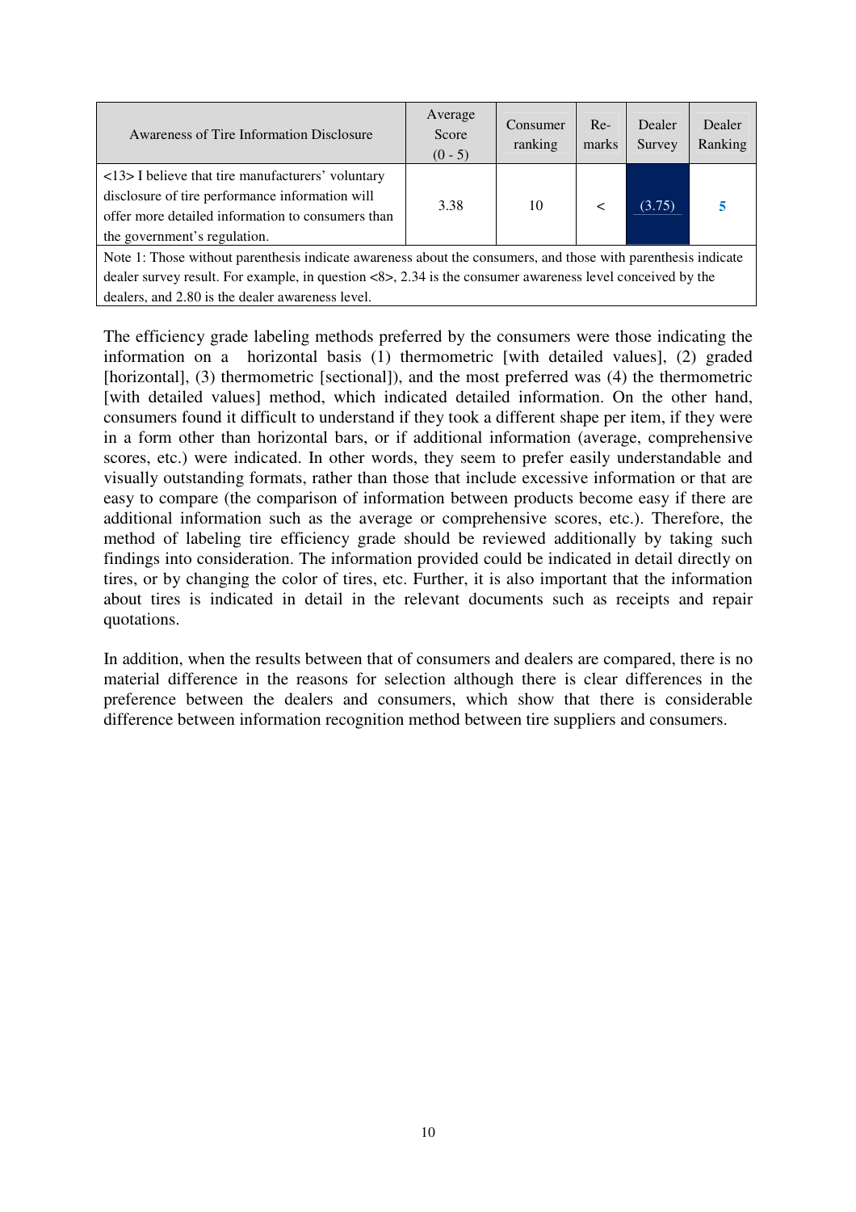| Awareness of Tire Information Disclosure | Average Score (0 - 5) | Consumer ranking | Re-marks | Dealer Survey | Dealer Ranking |
|---|---|---|---|---|---|
| <13> I believe that tire manufacturers' voluntary disclosure of tire performance information will offer more detailed information to consumers than the government's regulation. | 3.38 | 10 | < | (3.75) | 5 |
| Note 1: Those without parenthesis indicate awareness about the consumers, and those with parenthesis indicate dealer survey result. For example, in question <8>, 2.34 is the consumer awareness level conceived by the dealers, and 2.80 is the dealer awareness level. | | | | | |

The efficiency grade labeling methods preferred by the consumers were those indicating the information on a horizontal basis (1) thermometric [with detailed values], (2) graded [horizontal], (3) thermometric [sectional]), and the most preferred was (4) the thermometric [with detailed values] method, which indicated detailed information. On the other hand, consumers found it difficult to understand if they took a different shape per item, if they were in a form other than horizontal bars, or if additional information (average, comprehensive scores, etc.) were indicated. In other words, they seem to prefer easily understandable and visually outstanding formats, rather than those that include excessive information or that are easy to compare (the comparison of information between products become easy if there are additional information such as the average or comprehensive scores, etc.). Therefore, the method of labeling tire efficiency grade should be reviewed additionally by taking such findings into consideration. The information provided could be indicated in detail directly on tires, or by changing the color of tires, etc. Further, it is also important that the information about tires is indicated in detail in the relevant documents such as receipts and repair quotations.

In addition, when the results between that of consumers and dealers are compared, there is no material difference in the reasons for selection although there is clear differences in the preference between the dealers and consumers, which show that there is considerable difference between information recognition method between tire suppliers and consumers.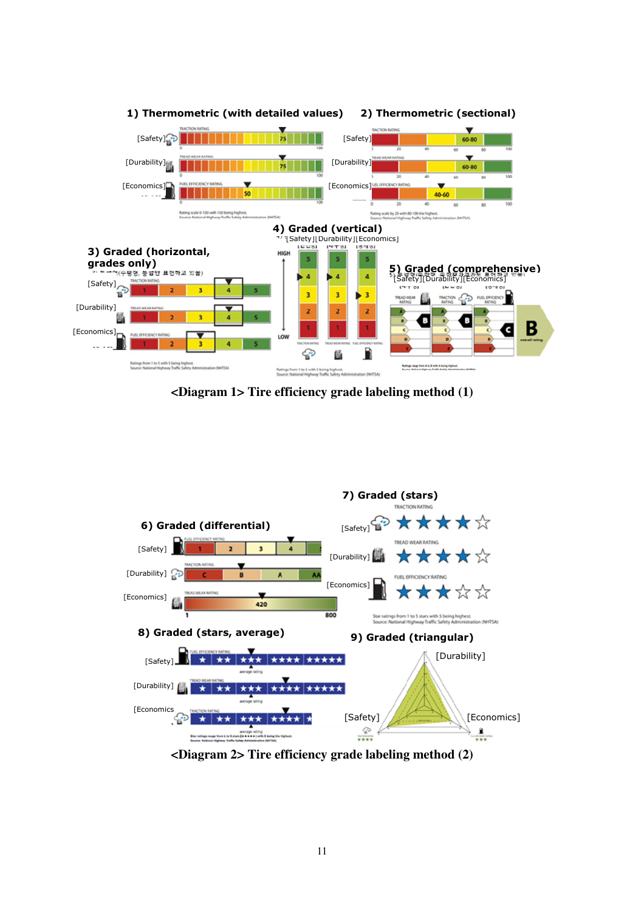1) Thermometric (with detailed values)

[Safety] TRACTION RATING 75

[Durability] TREAD WEAR RATING 75

[Economics] FUEL EFFICIENCY RATING 50

Rating scale 0-100 with 100 being highest.
Source: National Highway Traffic Safety Administration (NHTSA)

2) Thermometric (sectional)

[Safety] TRACTION RATING 60-80

[Durability] TREAD WEAR RATING 60-80

[Economics] FUEL EFFICIENCY RATING 40-60

Rating scale by 20 with 80-100 the highest.
Source: National Highway Traffic Safety Administration (NHTSA)

3) Graded (horizontal, grades only)

[Safety] TRACTION RATING 1 2 3 4 5

[Durability] TREAD WEAR RATING 1 2 3 4 5

[Economics] FUEL EFFICIENCY RATING 1 2 3 4 5

Ratings from 1 to 5 with 5 being highest.
Source: National Highway Traffic Safety Administration (NHTSA)

4) Graded (vertical)

[Safety][Durability][Economics]

HIGH 5 4 3 2 1 LOW

TRACTION RATING TREAD WEAR RATING FUEL EFFICIENCY RATING

Ratings from 1 to 5 with 5 being highest.
Source: National Highway Traffic Safety Administration (NHTSA)

5) Graded (comprehensive)

[Safety][Durability][Economics]

TREAD WEAR RATING B, TRACTION RATING B, FUEL EFFICIENCY RATING C, B overall rating

<Diagram 1> Tire efficiency grade labeling method (1)

6) Graded (differential)

[Safety] FUEL EFFICIENCY RATING 1 2 3 4

[Durability] TRACTION RATING C B A AA

[Economics] TREAD WEAR RATING 420 (1 – 800)

7) Graded (stars)

[Safety] TRACTION RATING ★★★★☆

[Durability] TREAD WEAR RATING ★★★★☆

[Economics] FUEL EFFICIENCY RATING ★★★☆☆

Star ratings from 1 to 5 stars with 5 being highest.
Source: National Highway Traffic Safety Administration (NHTSA)

8) Graded (stars, average)

[Safety] FUEL EFFICIENCY RATING ★ ★★ ★★★ ★★★★ ★★★★★ average rating

[Durability] TREAD WEAR RATING ★ ★★ ★★★ ★★★★ ★★★★★ average rating

[Economics] TRACTION RATING ★ ★★ ★★★ ★★★★ ★ average rating

9) Graded (triangular)

[Durability] [Safety] [Economics]

<Diagram 2> Tire efficiency grade labeling method (2)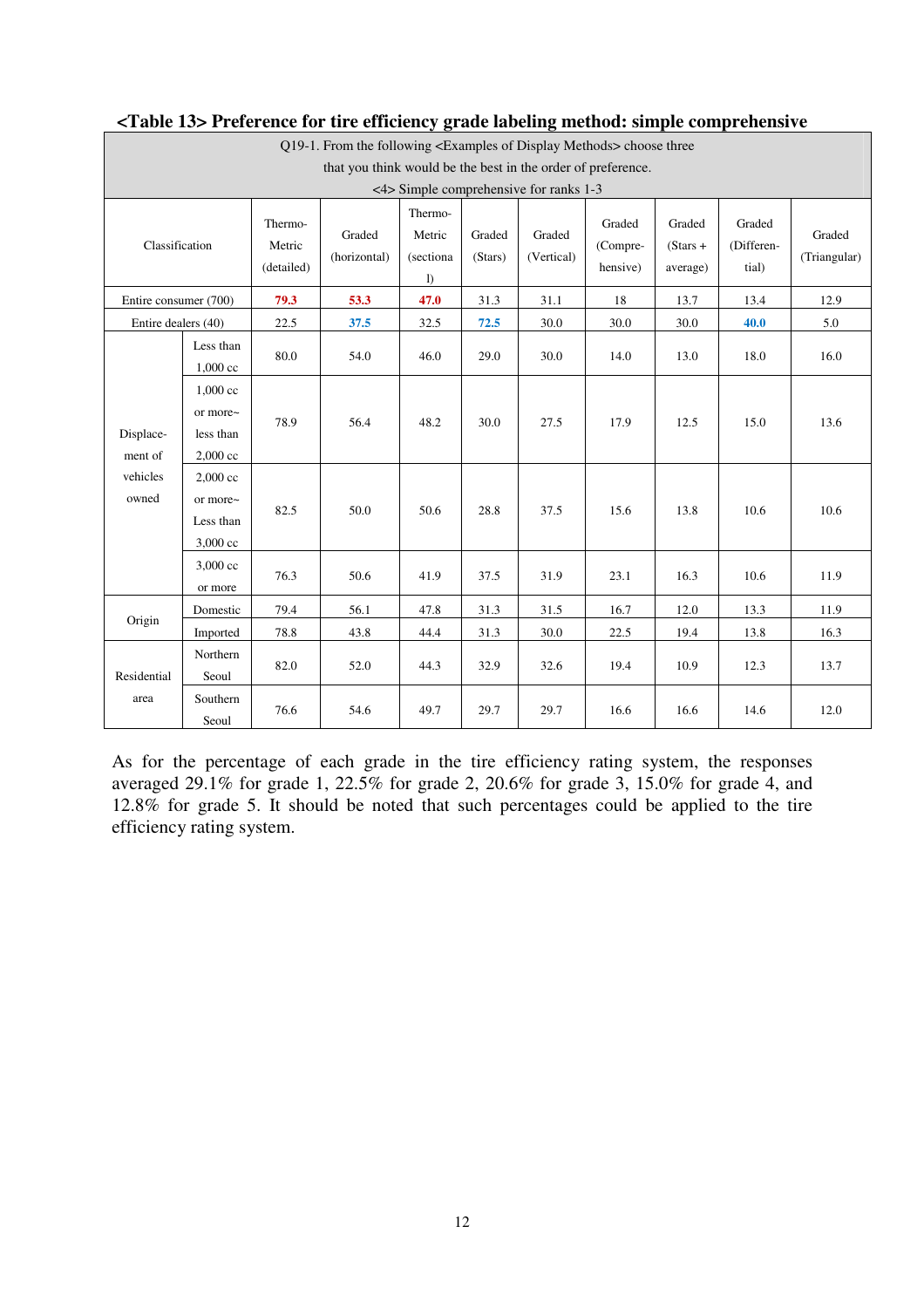**<Table 13> Preference for tire efficiency grade labeling method: simple comprehensive**

| Q19-1. From the following <Examples of Display Methods> choose three that you think would be the best in the order of preference. <4> Simple comprehensive for ranks 1-3 | | | | | | | | | | |
|---|---|---|---|---|---|---|---|---|---|---|
| Classification | | Thermo-Metric (detailed) | Graded (horizontal) | Thermo-Metric (sectional) | Graded (Stars) | Graded (Vertical) | Graded (Compre-hensive) | Graded (Stars + average) | Graded (Differen-tial) | Graded (Triangular) |
| Entire consumer (700) | | **79.3** | **53.3** | **47.0** | 31.3 | 31.1 | 18 | 13.7 | 13.4 | 12.9 |
| Entire dealers (40) | | 22.5 | **37.5** | 32.5 | **72.5** | 30.0 | 30.0 | 30.0 | **40.0** | 5.0 |
| Displace-ment of vehicles owned | Less than 1,000 cc | 80.0 | 54.0 | 46.0 | 29.0 | 30.0 | 14.0 | 13.0 | 18.0 | 16.0 |
| | 1,000 cc or more~ less than 2,000 cc | 78.9 | 56.4 | 48.2 | 30.0 | 27.5 | 17.9 | 12.5 | 15.0 | 13.6 |
| | 2,000 cc or more~ Less than 3,000 cc | 82.5 | 50.0 | 50.6 | 28.8 | 37.5 | 15.6 | 13.8 | 10.6 | 10.6 |
| | 3,000 cc or more | 76.3 | 50.6 | 41.9 | 37.5 | 31.9 | 23.1 | 16.3 | 10.6 | 11.9 |
| Origin | Domestic | 79.4 | 56.1 | 47.8 | 31.3 | 31.5 | 16.7 | 12.0 | 13.3 | 11.9 |
| | Imported | 78.8 | 43.8 | 44.4 | 31.3 | 30.0 | 22.5 | 19.4 | 13.8 | 16.3 |
| Residential area | Northern Seoul | 82.0 | 52.0 | 44.3 | 32.9 | 32.6 | 19.4 | 10.9 | 12.3 | 13.7 |
| | Southern Seoul | 76.6 | 54.6 | 49.7 | 29.7 | 29.7 | 16.6 | 16.6 | 14.6 | 12.0 |

As for the percentage of each grade in the tire efficiency rating system, the responses averaged 29.1% for grade 1, 22.5% for grade 2, 20.6% for grade 3, 15.0% for grade 4, and 12.8% for grade 5. It should be noted that such percentages could be applied to the tire efficiency rating system.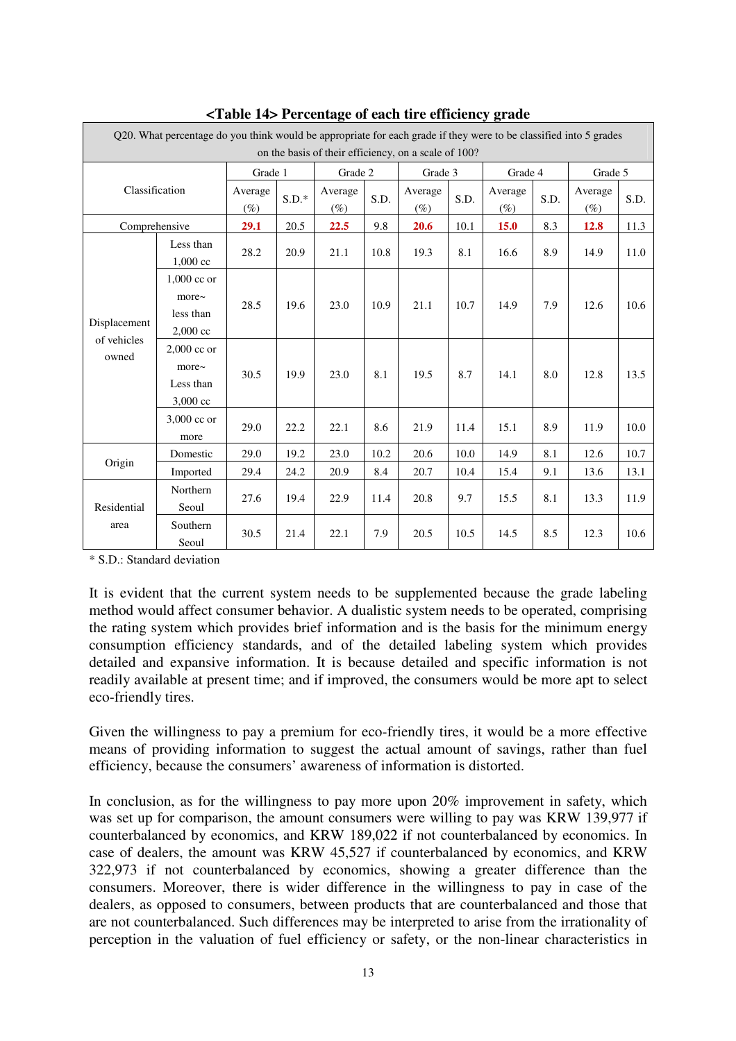**<Table 14> Percentage of each tire efficiency grade**

| Q20. What percentage do you think would be appropriate for each grade if they were to be classified into 5 grades on the basis of their efficiency, on a scale of 100? | | | | | | | | | | | |
|---|---|---|---|---|---|---|---|---|---|---|---|
| Classification | | Grade 1 | | Grade 2 | | Grade 3 | | Grade 4 | | Grade 5 | |
| | | Average (%) | S.D.* | Average (%) | S.D. | Average (%) | S.D. | Average (%) | S.D. | Average (%) | S.D. |
| Comprehensive | | **29.1** | 20.5 | **22.5** | 9.8 | **20.6** | 10.1 | **15.0** | 8.3 | **12.8** | 11.3 |
| Displacement of vehicles owned | Less than 1,000 cc | 28.2 | 20.9 | 21.1 | 10.8 | 19.3 | 8.1 | 16.6 | 8.9 | 14.9 | 11.0 |
| | 1,000 cc or more~ less than 2,000 cc | 28.5 | 19.6 | 23.0 | 10.9 | 21.1 | 10.7 | 14.9 | 7.9 | 12.6 | 10.6 |
| | 2,000 cc or more~ Less than 3,000 cc | 30.5 | 19.9 | 23.0 | 8.1 | 19.5 | 8.7 | 14.1 | 8.0 | 12.8 | 13.5 |
| | 3,000 cc or more | 29.0 | 22.2 | 22.1 | 8.6 | 21.9 | 11.4 | 15.1 | 8.9 | 11.9 | 10.0 |
| Origin | Domestic | 29.0 | 19.2 | 23.0 | 10.2 | 20.6 | 10.0 | 14.9 | 8.1 | 12.6 | 10.7 |
| | Imported | 29.4 | 24.2 | 20.9 | 8.4 | 20.7 | 10.4 | 15.4 | 9.1 | 13.6 | 13.1 |
| Residential area | Northern Seoul | 27.6 | 19.4 | 22.9 | 11.4 | 20.8 | 9.7 | 15.5 | 8.1 | 13.3 | 11.9 |
| | Southern Seoul | 30.5 | 21.4 | 22.1 | 7.9 | 20.5 | 10.5 | 14.5 | 8.5 | 12.3 | 10.6 |

* S.D.: Standard deviation

It is evident that the current system needs to be supplemented because the grade labeling method would affect consumer behavior. A dualistic system needs to be operated, comprising the rating system which provides brief information and is the basis for the minimum energy consumption efficiency standards, and of the detailed labeling system which provides detailed and expansive information. It is because detailed and specific information is not readily available at present time; and if improved, the consumers would be more apt to select eco-friendly tires.

Given the willingness to pay a premium for eco-friendly tires, it would be a more effective means of providing information to suggest the actual amount of savings, rather than fuel efficiency, because the consumers' awareness of information is distorted.

In conclusion, as for the willingness to pay more upon 20% improvement in safety, which was set up for comparison, the amount consumers were willing to pay was KRW 139,977 if counterbalanced by economics, and KRW 189,022 if not counterbalanced by economics. In case of dealers, the amount was KRW 45,527 if counterbalanced by economics, and KRW 322,973 if not counterbalanced by economics, showing a greater difference than the consumers. Moreover, there is wider difference in the willingness to pay in case of the dealers, as opposed to consumers, between products that are counterbalanced and those that are not counterbalanced. Such differences may be interpreted to arise from the irrationality of perception in the valuation of fuel efficiency or safety, or the non-linear characteristics in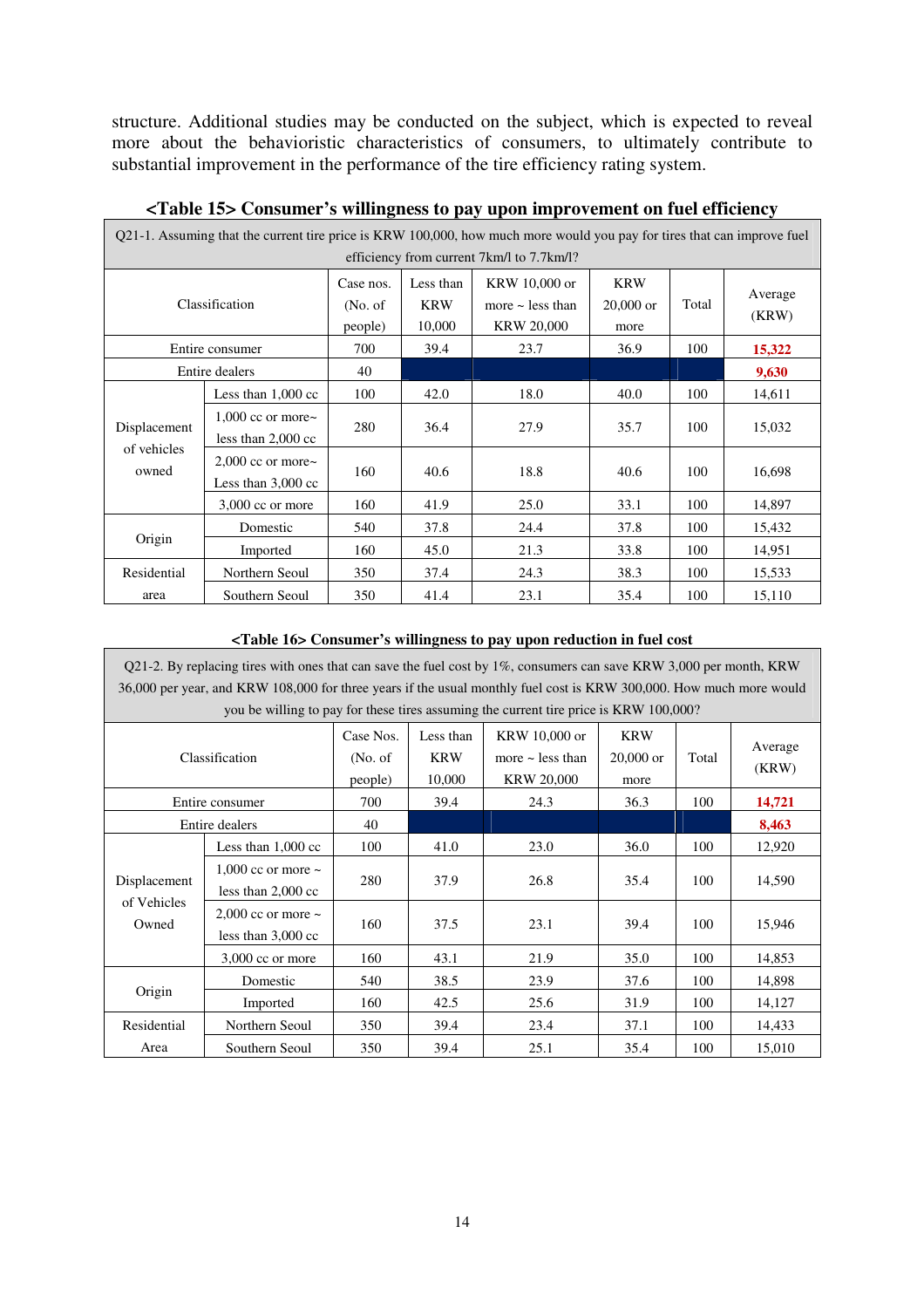structure. Additional studies may be conducted on the subject, which is expected to reveal more about the behavioristic characteristics of consumers, to ultimately contribute to substantial improvement in the performance of the tire efficiency rating system.

**<Table 15> Consumer's willingness to pay upon improvement on fuel efficiency**

Q21-1. Assuming that the current tire price is KRW 100,000, how much more would you pay for tires that can improve fuel efficiency from current 7km/l to 7.7km/l?

| Classification | | Case nos. (No. of people) | Less than KRW 10,000 | KRW 10,000 or more ~ less than KRW 20,000 | KRW 20,000 or more | Total | Average (KRW) |
|---|---|---|---|---|---|---|---|
| Entire consumer | | 700 | 39.4 | 23.7 | 36.9 | 100 | **15,322** |
| Entire dealers | | 40 | | | | | **9,630** |
| Displacement of vehicles owned | Less than 1,000 cc | 100 | 42.0 | 18.0 | 40.0 | 100 | 14,611 |
| | 1,000 cc or more~ less than 2,000 cc | 280 | 36.4 | 27.9 | 35.7 | 100 | 15,032 |
| | 2,000 cc or more~ Less than 3,000 cc | 160 | 40.6 | 18.8 | 40.6 | 100 | 16,698 |
| | 3,000 cc or more | 160 | 41.9 | 25.0 | 33.1 | 100 | 14,897 |
| Origin | Domestic | 540 | 37.8 | 24.4 | 37.8 | 100 | 15,432 |
| | Imported | 160 | 45.0 | 21.3 | 33.8 | 100 | 14,951 |
| Residential area | Northern Seoul | 350 | 37.4 | 24.3 | 38.3 | 100 | 15,533 |
| | Southern Seoul | 350 | 41.4 | 23.1 | 35.4 | 100 | 15,110 |

**<Table 16> Consumer's willingness to pay upon reduction in fuel cost**

Q21-2. By replacing tires with ones that can save the fuel cost by 1%, consumers can save KRW 3,000 per month, KRW 36,000 per year, and KRW 108,000 for three years if the usual monthly fuel cost is KRW 300,000. How much more would you be willing to pay for these tires assuming the current tire price is KRW 100,000?

| Classification | | Case Nos. (No. of people) | Less than KRW 10,000 | KRW 10,000 or more ~ less than KRW 20,000 | KRW 20,000 or more | Total | Average (KRW) |
|---|---|---|---|---|---|---|---|
| Entire consumer | | 700 | 39.4 | 24.3 | 36.3 | 100 | **14,721** |
| Entire dealers | | 40 | | | | | **8,463** |
| Displacement of Vehicles Owned | Less than 1,000 cc | 100 | 41.0 | 23.0 | 36.0 | 100 | 12,920 |
| | 1,000 cc or more ~ less than 2,000 cc | 280 | 37.9 | 26.8 | 35.4 | 100 | 14,590 |
| | 2,000 cc or more ~ less than 3,000 cc | 160 | 37.5 | 23.1 | 39.4 | 100 | 15,946 |
| | 3,000 cc or more | 160 | 43.1 | 21.9 | 35.0 | 100 | 14,853 |
| Origin | Domestic | 540 | 38.5 | 23.9 | 37.6 | 100 | 14,898 |
| | Imported | 160 | 42.5 | 25.6 | 31.9 | 100 | 14,127 |
| Residential Area | Northern Seoul | 350 | 39.4 | 23.4 | 37.1 | 100 | 14,433 |
| | Southern Seoul | 350 | 39.4 | 25.1 | 35.4 | 100 | 15,010 |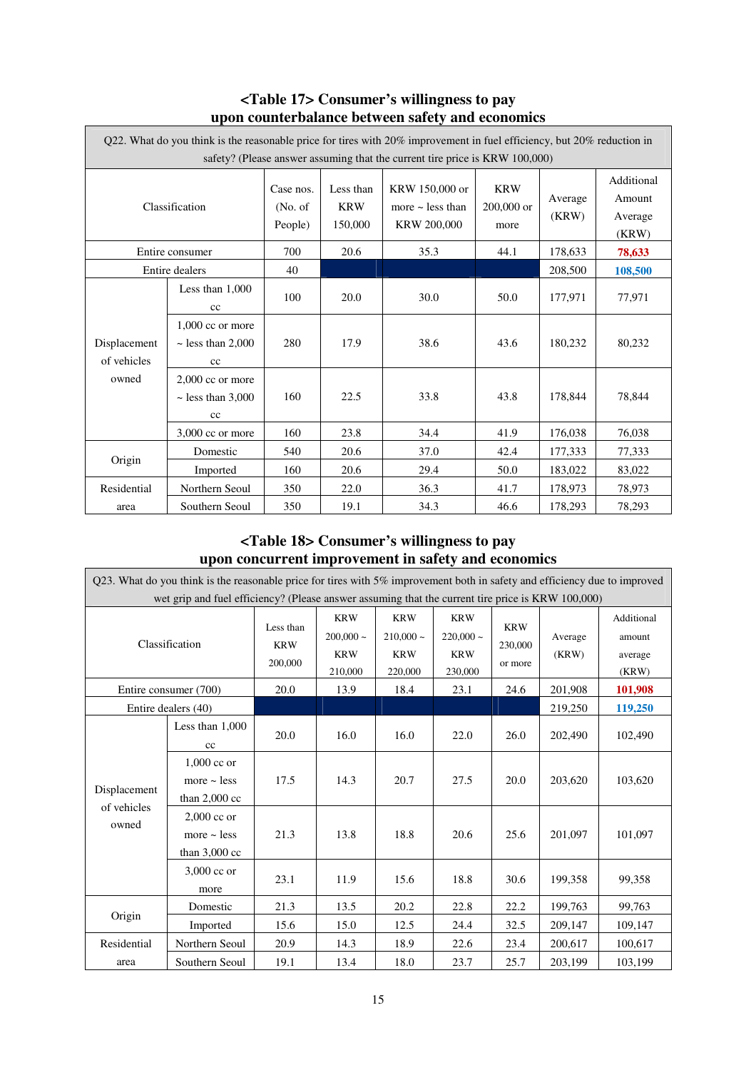## <Table 17> Consumer's willingness to pay upon counterbalance between safety and economics

| Q22. What do you think is the reasonable price for tires with 20% improvement in fuel efficiency, but 20% reduction in safety? (Please answer assuming that the current tire price is KRW 100,000) | | | | | | | |
|---|---|---|---|---|---|---|---|
| Classification | | Case nos. (No. of People) | Less than KRW 150,000 | KRW 150,000 or more ~ less than KRW 200,000 | KRW 200,000 or more | Average (KRW) | Additional Amount Average (KRW) |
| Entire consumer | | 700 | 20.6 | 35.3 | 44.1 | 178,633 | **78,633** |
| Entire dealers | | 40 | | | | 208,500 | **108,500** |
| Displacement of vehicles owned | Less than 1,000 cc | 100 | 20.0 | 30.0 | 50.0 | 177,971 | 77,971 |
| | 1,000 cc or more ~ less than 2,000 cc | 280 | 17.9 | 38.6 | 43.6 | 180,232 | 80,232 |
| | 2,000 cc or more ~ less than 3,000 cc | 160 | 22.5 | 33.8 | 43.8 | 178,844 | 78,844 |
| | 3,000 cc or more | 160 | 23.8 | 34.4 | 41.9 | 176,038 | 76,038 |
| Origin | Domestic | 540 | 20.6 | 37.0 | 42.4 | 177,333 | 77,333 |
| | Imported | 160 | 20.6 | 29.4 | 50.0 | 183,022 | 83,022 |
| Residential area | Northern Seoul | 350 | 22.0 | 36.3 | 41.7 | 178,973 | 78,973 |
| | Southern Seoul | 350 | 19.1 | 34.3 | 46.6 | 178,293 | 78,293 |

## <Table 18> Consumer's willingness to pay upon concurrent improvement in safety and economics

| Q23. What do you think is the reasonable price for tires with 5% improvement both in safety and efficiency due to improved wet grip and fuel efficiency? (Please answer assuming that the current tire price is KRW 100,000) | | | | | | | | |
|---|---|---|---|---|---|---|---|---|
| Classification | | Less than KRW 200,000 | KRW 200,000 ~ KRW 210,000 | KRW 210,000 ~ KRW 220,000 | KRW 220,000 ~ KRW 230,000 | KRW 230,000 or more | Average (KRW) | Additional amount average (KRW) |
| Entire consumer (700) | | 20.0 | 13.9 | 18.4 | 23.1 | 24.6 | 201,908 | **101,908** |
| Entire dealers (40) | | | | | | | 219,250 | **119,250** |
| Displacement of vehicles owned | Less than 1,000 cc | 20.0 | 16.0 | 16.0 | 22.0 | 26.0 | 202,490 | 102,490 |
| | 1,000 cc or more ~ less than 2,000 cc | 17.5 | 14.3 | 20.7 | 27.5 | 20.0 | 203,620 | 103,620 |
| | 2,000 cc or more ~ less than 3,000 cc | 21.3 | 13.8 | 18.8 | 20.6 | 25.6 | 201,097 | 101,097 |
| | 3,000 cc or more | 23.1 | 11.9 | 15.6 | 18.8 | 30.6 | 199,358 | 99,358 |
| Origin | Domestic | 21.3 | 13.5 | 20.2 | 22.8 | 22.2 | 199,763 | 99,763 |
| | Imported | 15.6 | 15.0 | 12.5 | 24.4 | 32.5 | 209,147 | 109,147 |
| Residential area | Northern Seoul | 20.9 | 14.3 | 18.9 | 22.6 | 23.4 | 200,617 | 100,617 |
| | Southern Seoul | 19.1 | 13.4 | 18.0 | 23.7 | 25.7 | 203,199 | 103,199 |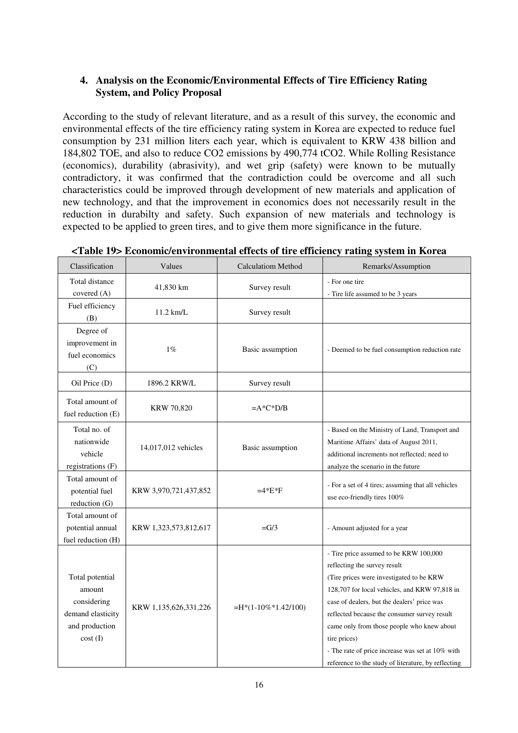### 4. Analysis on the Economic/Environmental Effects of Tire Efficiency Rating System, and Policy Proposal

According to the study of relevant literature, and as a result of this survey, the economic and environmental effects of the tire efficiency rating system in Korea are expected to reduce fuel consumption by 231 million liters each year, which is equivalent to KRW 438 billion and 184,802 TOE, and also to reduce $CO_2$ emissions by 490,774 $tCO_2$. While Rolling Resistance (economics), durability (abrasivity), and wet grip (safety) were known to be mutually contradictory, it was confirmed that the contradiction could be overcome and all such characteristics could be improved through development of new materials and application of new technology, and that the improvement in economics does not necessarily result in the reduction in durabilty and safety. Such expansion of new materials and technology is expected to be applied to green tires, and to give them more significance in the future.

**<Table 19> Economic/environmental effects of tire efficiency rating system in Korea**

| Classification | Values | Calculatiom Method | Remarks/Assumption |
|---|---|---|---|
| Total distance covered (A) | 41,830 km | Survey result | - For one tire<br>- Tire life assumed to be 3 years |
| Fuel efficiency (B) | 11.2 km/L | Survey result | |
| Degree of improvement in fuel economics (C) | 1% | Basic assumption | - Deemed to be fuel consumption reduction rate |
| Oil Price (D) | 1896.2 KRW/L | Survey result | |
| Total amount of fuel reduction (E) | KRW 70,820 | =A*C*D/B | |
| Total no. of nationwide vehicle registrations (F) | 14,017,012 vehicles | Basic assumption | - Based on the Ministry of Land, Transport and Maritime Affairs' data of August 2011, additional increments not reflected; need to analyze the scenario in the future |
| Total amount of potential fuel reduction (G) | KRW 3,970,721,437,852 | =4*E*F | - For a set of 4 tires; assuming that all vehicles use eco-friendly tires 100% |
| Total amount of potential annual fuel reduction (H) | KRW 1,323,573,812,617 | =G/3 | - Amount adjusted for a year |
| Total potential amount considering demand elasticity and production cost (I) | KRW 1,135,626,331,226 | =H*(1-10%*1.42/100) | - Tire price assumed to be KRW 100,000 reflecting the survey result<br>(Tire prices were investigated to be KRW 128,707 for local vehicles, and KRW 97,818 in case of dealers, but the dealers' price was reflected because the consumer survey result came only from those people who knew about tire prices)<br>- The rate of price increase was set at 10% with reference to the study of literature, by reflecting |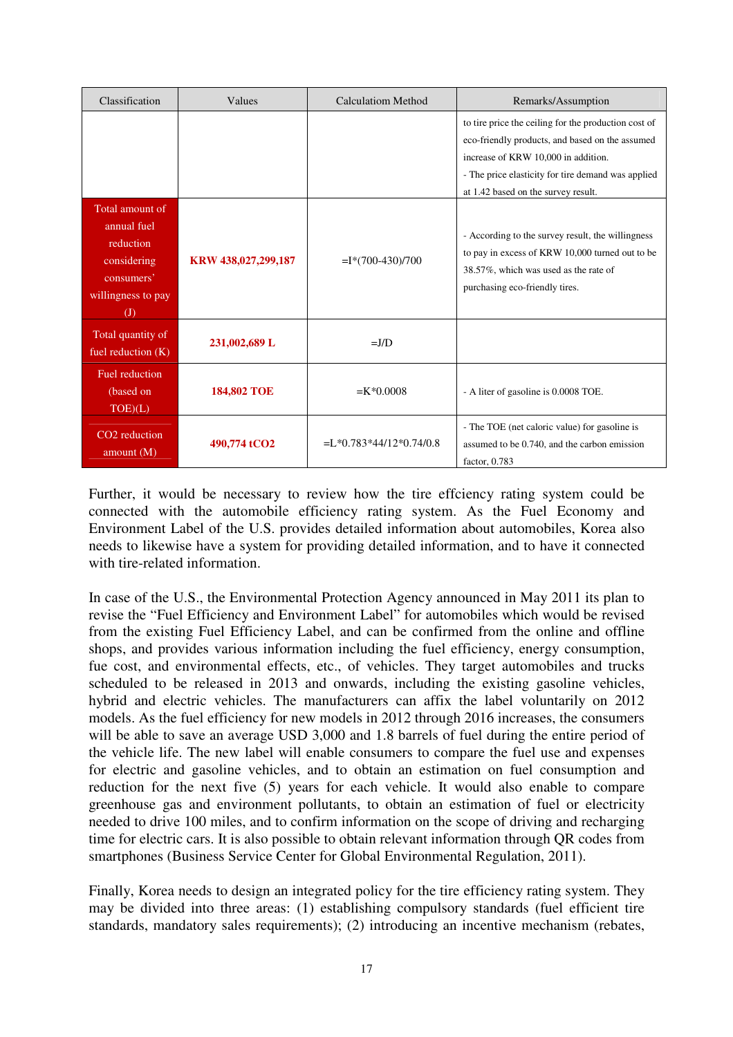| Classification | Values | Calculatiom Method | Remarks/Assumption |
|---|---|---|---|
| | | | to tire price the ceiling for the production cost of eco-friendly products, and based on the assumed increase of KRW 10,000 in addition.<br>- The price elasticity for tire demand was applied at 1.42 based on the survey result. |
| Total amount of annual fuel reduction considering consumers' willingness to pay (J) | **KRW 438,027,299,187** | =I*(700-430)/700 | - According to the survey result, the willingness to pay in excess of KRW 10,000 turned out to be 38.57%, which was used as the rate of purchasing eco-friendly tires. |
| Total quantity of fuel reduction (K) | **231,002,689 L** | =J/D | |
| Fuel reduction (based on TOE)(L) | **184,802 TOE** | =K*0.0008 | - A liter of gasoline is 0.0008 TOE. |
| CO2 reduction amount (M) | **490,774 tCO2** | =L*0.783*44/12*0.74/0.8 | - The TOE (net caloric value) for gasoline is assumed to be 0.740, and the carbon emission factor, 0.783 |

Further, it would be necessary to review how the tire effciency rating system could be connected with the automobile efficiency rating system. As the Fuel Economy and Environment Label of the U.S. provides detailed information about automobiles, Korea also needs to likewise have a system for providing detailed information, and to have it connected with tire-related information.

In case of the U.S., the Environmental Protection Agency announced in May 2011 its plan to revise the "Fuel Efficiency and Environment Label" for automobiles which would be revised from the existing Fuel Efficiency Label, and can be confirmed from the online and offline shops, and provides various information including the fuel efficiency, energy consumption, fue cost, and environmental effects, etc., of vehicles. They target automobiles and trucks scheduled to be released in 2013 and onwards, including the existing gasoline vehicles, hybrid and electric vehicles. The manufacturers can affix the label voluntarily on 2012 models. As the fuel efficiency for new models in 2012 through 2016 increases, the consumers will be able to save an average USD 3,000 and 1.8 barrels of fuel during the entire period of the vehicle life. The new label will enable consumers to compare the fuel use and expenses for electric and gasoline vehicles, and to obtain an estimation on fuel consumption and reduction for the next five (5) years for each vehicle. It would also enable to compare greenhouse gas and environment pollutants, to obtain an estimation of fuel or electricity needed to drive 100 miles, and to confirm information on the scope of driving and recharging time for electric cars. It is also possible to obtain relevant information through QR codes from smartphones (Business Service Center for Global Environmental Regulation, 2011).

Finally, Korea needs to design an integrated policy for the tire efficiency rating system. They may be divided into three areas: (1) establishing compulsory standards (fuel efficient tire standards, mandatory sales requirements); (2) introducing an incentive mechanism (rebates,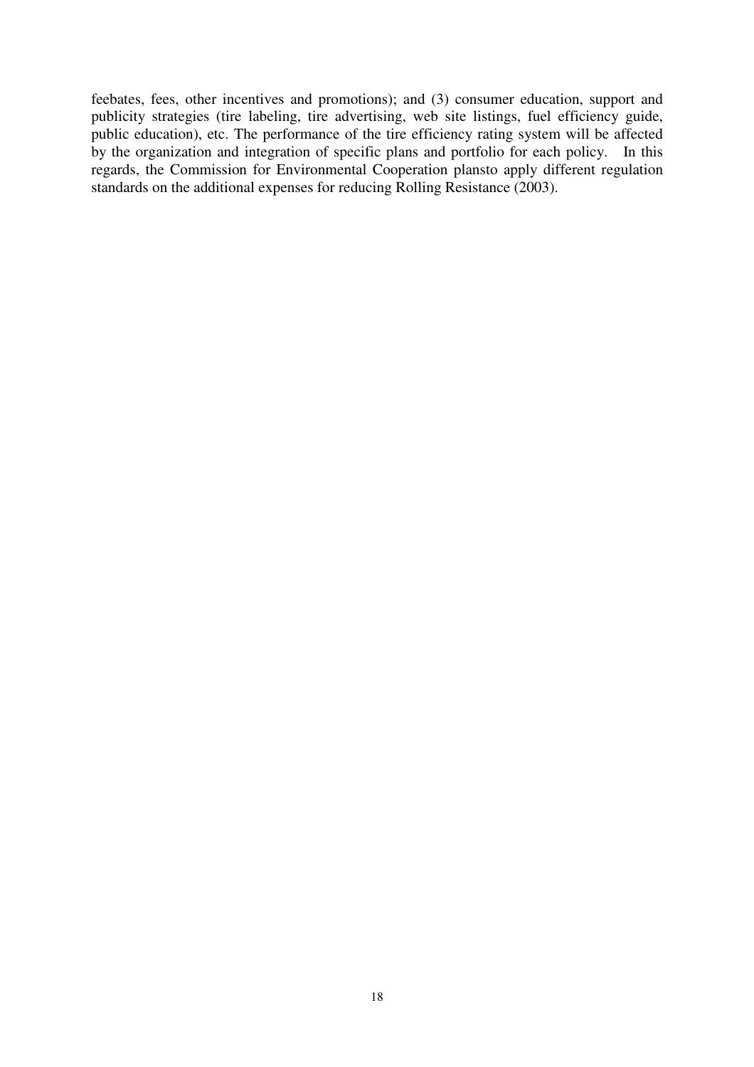feebates, fees, other incentives and promotions); and (3) consumer education, support and publicity strategies (tire labeling, tire advertising, web site listings, fuel efficiency guide, public education), etc. The performance of the tire efficiency rating system will be affected by the organization and integration of specific plans and portfolio for each policy. In this regards, the Commission for Environmental Cooperation plansto apply different regulation standards on the additional expenses for reducing Rolling Resistance (2003).